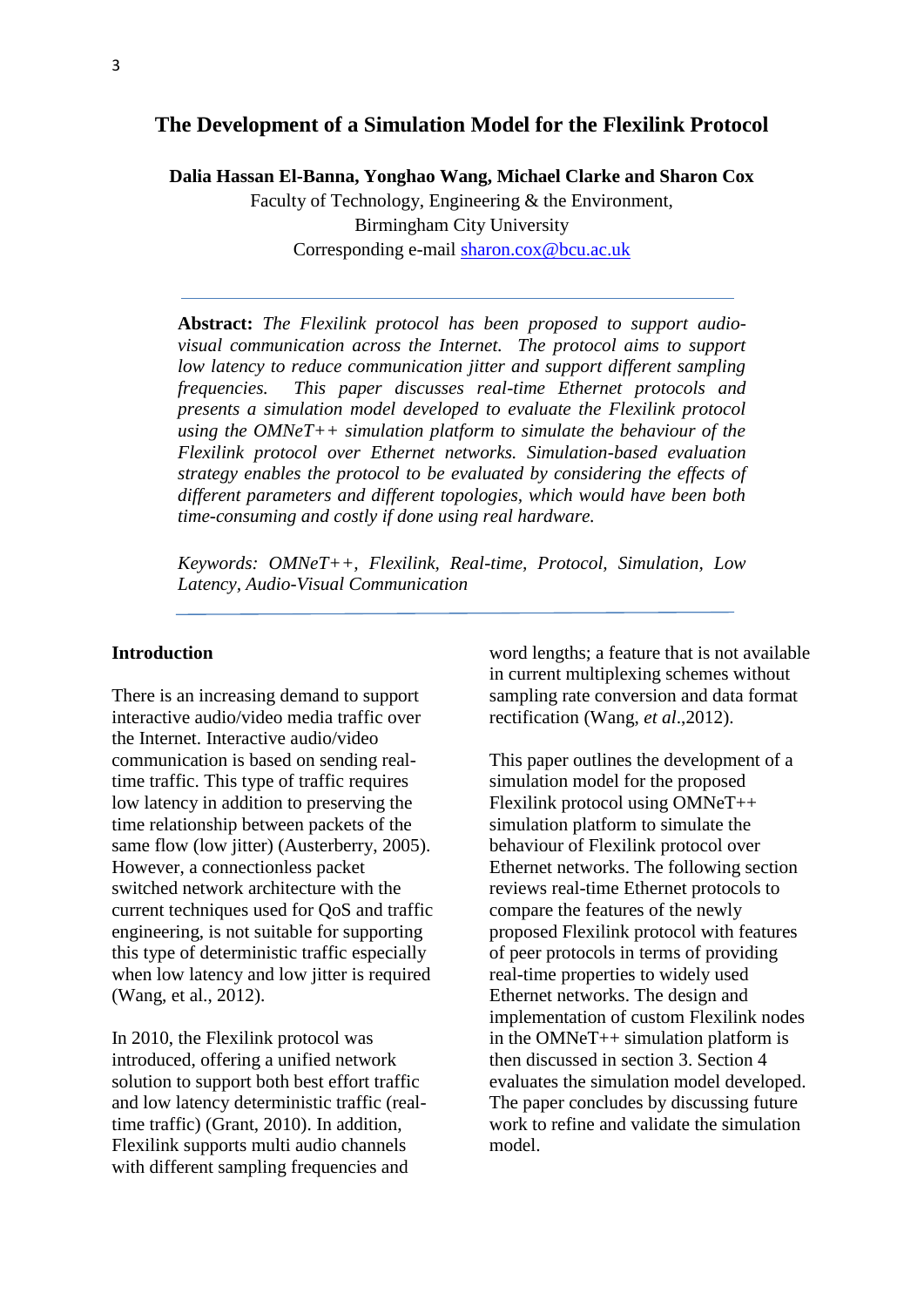# The Development of a Simulation Model for the Flexilink Protocol

**Dalia Hassan El-Banna, Yonghao Wang, Michael Clarke and Sharon Cox**

Faculty of Technology, Engineering & the Environment,
Birmingham City University
Corresponding e-mail sharon.cox@bcu.ac.uk

---

**Abstract:** *The Flexilink protocol has been proposed to support audio-visual communication across the Internet. The protocol aims to support low latency to reduce communication jitter and support different sampling frequencies. This paper discusses real-time Ethernet protocols and presents a simulation model developed to evaluate the Flexilink protocol using the OMNeT++ simulation platform to simulate the behaviour of the Flexilink protocol over Ethernet networks. Simulation-based evaluation strategy enables the protocol to be evaluated by considering the effects of different parameters and different topologies, which would have been both time-consuming and costly if done using real hardware.*

*Keywords: OMNeT++, Flexilink, Real-time, Protocol, Simulation, Low Latency, Audio-Visual Communication*

---

## Introduction

There is an increasing demand to support interactive audio/video media traffic over the Internet. Interactive audio/video communication is based on sending real-time traffic. This type of traffic requires low latency in addition to preserving the time relationship between packets of the same flow (low jitter) (Austerberry, 2005). However, a connectionless packet switched network architecture with the current techniques used for QoS and traffic engineering, is not suitable for supporting this type of deterministic traffic especially when low latency and low jitter is required (Wang, et al., 2012).

In 2010, the Flexilink protocol was introduced, offering a unified network solution to support both best effort traffic and low latency deterministic traffic (real-time traffic) (Grant, 2010). In addition, Flexilink supports multi audio channels with different sampling frequencies and word lengths; a feature that is not available in current multiplexing schemes without sampling rate conversion and data format rectification (Wang, *et al*.,2012).

This paper outlines the development of a simulation model for the proposed Flexilink protocol using OMNeT++ simulation platform to simulate the behaviour of Flexilink protocol over Ethernet networks. The following section reviews real-time Ethernet protocols to compare the features of the newly proposed Flexilink protocol with features of peer protocols in terms of providing real-time properties to widely used Ethernet networks. The design and implementation of custom Flexilink nodes in the OMNeT++ simulation platform is then discussed in section 3. Section 4 evaluates the simulation model developed. The paper concludes by discussing future work to refine and validate the simulation model.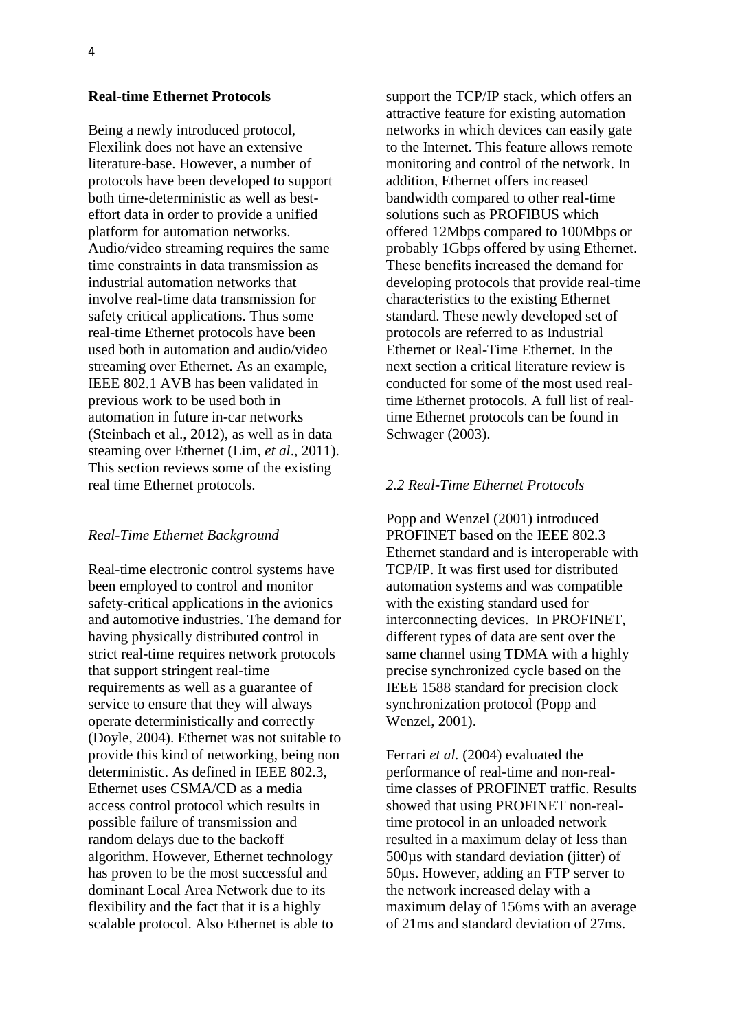## Real-time Ethernet Protocols

Being a newly introduced protocol, Flexilink does not have an extensive literature-base. However, a number of protocols have been developed to support both time-deterministic as well as best-effort data in order to provide a unified platform for automation networks. Audio/video streaming requires the same time constraints in data transmission as industrial automation networks that involve real-time data transmission for safety critical applications. Thus some real-time Ethernet protocols have been used both in automation and audio/video streaming over Ethernet. As an example, IEEE 802.1 AVB has been validated in previous work to be used both in automation in future in-car networks (Steinbach et al., 2012), as well as in data steaming over Ethernet (Lim, *et al*., 2011). This section reviews some of the existing real time Ethernet protocols.

### *Real-Time Ethernet Background*

Real-time electronic control systems have been employed to control and monitor safety-critical applications in the avionics and automotive industries. The demand for having physically distributed control in strict real-time requires network protocols that support stringent real-time requirements as well as a guarantee of service to ensure that they will always operate deterministically and correctly (Doyle, 2004). Ethernet was not suitable to provide this kind of networking, being non deterministic. As defined in IEEE 802.3, Ethernet uses CSMA/CD as a media access control protocol which results in possible failure of transmission and random delays due to the backoff algorithm. However, Ethernet technology has proven to be the most successful and dominant Local Area Network due to its flexibility and the fact that it is a highly scalable protocol. Also Ethernet is able to support the TCP/IP stack, which offers an attractive feature for existing automation networks in which devices can easily gate to the Internet. This feature allows remote monitoring and control of the network. In addition, Ethernet offers increased bandwidth compared to other real-time solutions such as PROFIBUS which offered 12Mbps compared to 100Mbps or probably 1Gbps offered by using Ethernet. These benefits increased the demand for developing protocols that provide real-time characteristics to the existing Ethernet standard. These newly developed set of protocols are referred to as Industrial Ethernet or Real-Time Ethernet. In the next section a critical literature review is conducted for some of the most used real-time Ethernet protocols. A full list of real-time Ethernet protocols can be found in Schwager (2003).

### *2.2 Real-Time Ethernet Protocols*

Popp and Wenzel (2001) introduced PROFINET based on the IEEE 802.3 Ethernet standard and is interoperable with TCP/IP. It was first used for distributed automation systems and was compatible with the existing standard used for interconnecting devices. In PROFINET, different types of data are sent over the same channel using TDMA with a highly precise synchronized cycle based on the IEEE 1588 standard for precision clock synchronization protocol (Popp and Wenzel, 2001).

Ferrari *et al.* (2004) evaluated the performance of real-time and non-real-time classes of PROFINET traffic. Results showed that using PROFINET non-real-time protocol in an unloaded network resulted in a maximum delay of less than 500µs with standard deviation (jitter) of 50µs. However, adding an FTP server to the network increased delay with a maximum delay of 156ms with an average of 21ms and standard deviation of 27ms.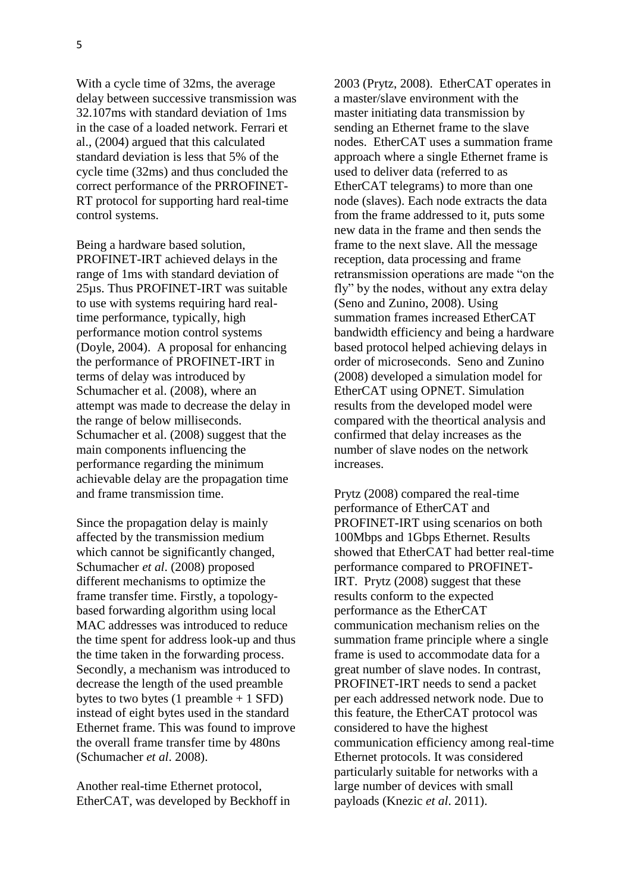With a cycle time of 32ms, the average delay between successive transmission was 32.107ms with standard deviation of 1ms in the case of a loaded network. Ferrari et al., (2004) argued that this calculated standard deviation is less that 5% of the cycle time (32ms) and thus concluded the correct performance of the PRROFINET-RT protocol for supporting hard real-time control systems.

Being a hardware based solution, PROFINET-IRT achieved delays in the range of 1ms with standard deviation of 25µs. Thus PROFINET-IRT was suitable to use with systems requiring hard real-time performance, typically, high performance motion control systems (Doyle, 2004). A proposal for enhancing the performance of PROFINET-IRT in terms of delay was introduced by Schumacher et al. (2008), where an attempt was made to decrease the delay in the range of below milliseconds. Schumacher et al. (2008) suggest that the main components influencing the performance regarding the minimum achievable delay are the propagation time and frame transmission time.

Since the propagation delay is mainly affected by the transmission medium which cannot be significantly changed, Schumacher *et al*. (2008) proposed different mechanisms to optimize the frame transfer time. Firstly, a topology-based forwarding algorithm using local MAC addresses was introduced to reduce the time spent for address look-up and thus the time taken in the forwarding process. Secondly, a mechanism was introduced to decrease the length of the used preamble bytes to two bytes (1 preamble + 1 SFD) instead of eight bytes used in the standard Ethernet frame. This was found to improve the overall frame transfer time by 480ns (Schumacher *et al*. 2008).

Another real-time Ethernet protocol, EtherCAT, was developed by Beckhoff in 2003 (Prytz, 2008). EtherCAT operates in a master/slave environment with the master initiating data transmission by sending an Ethernet frame to the slave nodes. EtherCAT uses a summation frame approach where a single Ethernet frame is used to deliver data (referred to as EtherCAT telegrams) to more than one node (slaves). Each node extracts the data from the frame addressed to it, puts some new data in the frame and then sends the frame to the next slave. All the message reception, data processing and frame retransmission operations are made "on the fly" by the nodes, without any extra delay (Seno and Zunino, 2008). Using summation frames increased EtherCAT bandwidth efficiency and being a hardware based protocol helped achieving delays in order of microseconds. Seno and Zunino (2008) developed a simulation model for EtherCAT using OPNET. Simulation results from the developed model were compared with the theortical analysis and confirmed that delay increases as the number of slave nodes on the network increases.

Prytz (2008) compared the real-time performance of EtherCAT and PROFINET-IRT using scenarios on both 100Mbps and 1Gbps Ethernet. Results showed that EtherCAT had better real-time performance compared to PROFINET-IRT. Prytz (2008) suggest that these results conform to the expected performance as the EtherCAT communication mechanism relies on the summation frame principle where a single frame is used to accommodate data for a great number of slave nodes. In contrast, PROFINET-IRT needs to send a packet per each addressed network node. Due to this feature, the EtherCAT protocol was considered to have the highest communication efficiency among real-time Ethernet protocols. It was considered particularly suitable for networks with a large number of devices with small payloads (Knezic *et al*. 2011).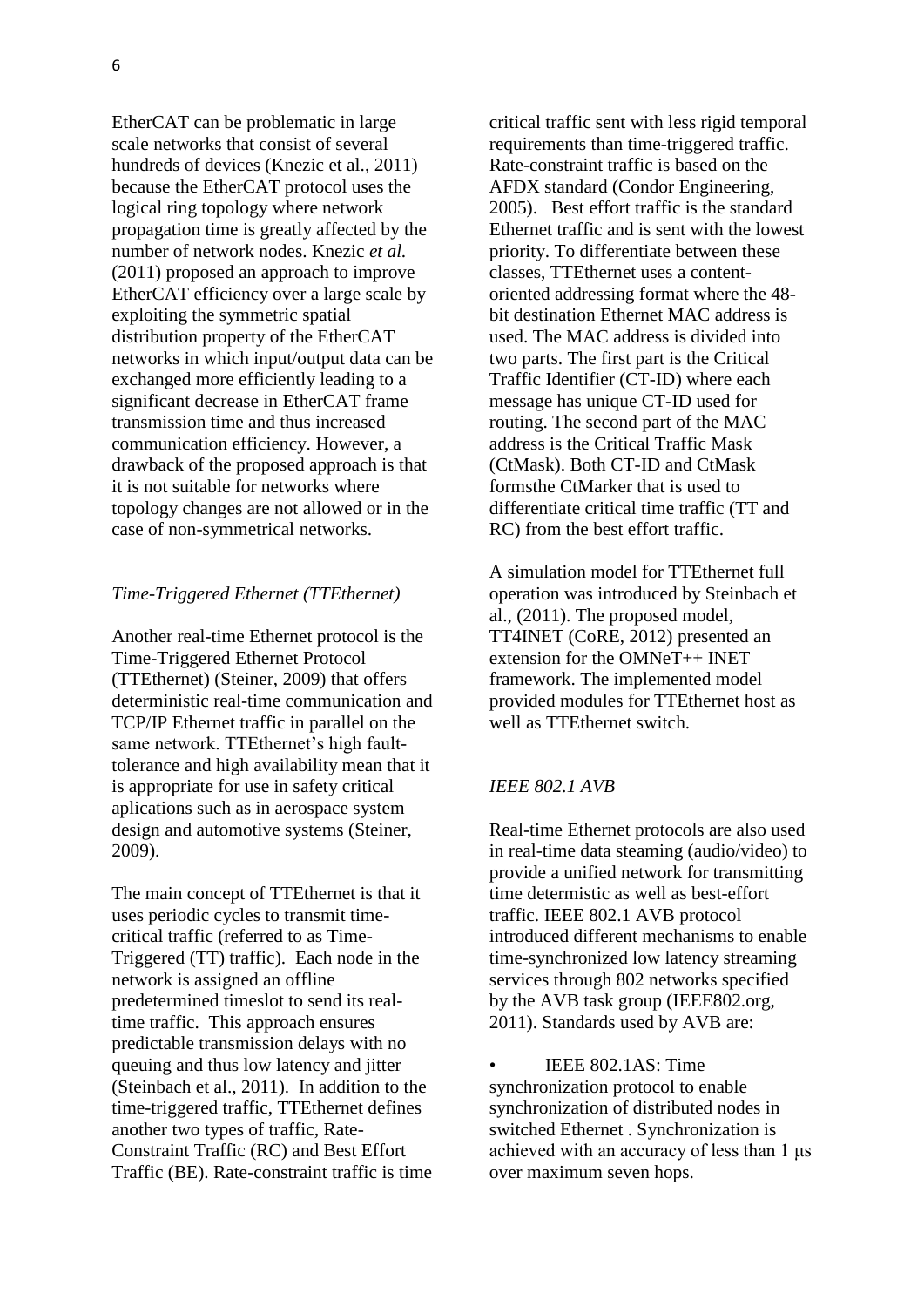EtherCAT can be problematic in large scale networks that consist of several hundreds of devices (Knezic et al., 2011) because the EtherCAT protocol uses the logical ring topology where network propagation time is greatly affected by the number of network nodes. Knezic *et al.* (2011) proposed an approach to improve EtherCAT efficiency over a large scale by exploiting the symmetric spatial distribution property of the EtherCAT networks in which input/output data can be exchanged more efficiently leading to a significant decrease in EtherCAT frame transmission time and thus increased communication efficiency. However, a drawback of the proposed approach is that it is not suitable for networks where topology changes are not allowed or in the case of non-symmetrical networks.

*Time-Triggered Ethernet (TTEthernet)*

Another real-time Ethernet protocol is the Time-Triggered Ethernet Protocol (TTEthernet) (Steiner, 2009) that offers deterministic real-time communication and TCP/IP Ethernet traffic in parallel on the same network. TTEthernet's high fault-tolerance and high availability mean that it is appropriate for use in safety critical aplications such as in aerospace system design and automotive systems (Steiner, 2009).

The main concept of TTEthernet is that it uses periodic cycles to transmit time-critical traffic (referred to as Time-Triggered (TT) traffic). Each node in the network is assigned an offline predetermined timeslot to send its real-time traffic. This approach ensures predictable transmission delays with no queuing and thus low latency and jitter (Steinbach et al., 2011). In addition to the time-triggered traffic, TTEthernet defines another two types of traffic, Rate-Constraint Traffic (RC) and Best Effort Traffic (BE). Rate-constraint traffic is time critical traffic sent with less rigid temporal requirements than time-triggered traffic. Rate-constraint traffic is based on the AFDX standard (Condor Engineering, 2005). Best effort traffic is the standard Ethernet traffic and is sent with the lowest priority. To differentiate between these classes, TTEthernet uses a content-oriented addressing format where the 48-bit destination Ethernet MAC address is used. The MAC address is divided into two parts. The first part is the Critical Traffic Identifier (CT-ID) where each message has unique CT-ID used for routing. The second part of the MAC address is the Critical Traffic Mask (CtMask). Both CT-ID and CtMask formsthe CtMarker that is used to differentiate critical time traffic (TT and RC) from the best effort traffic.

A simulation model for TTEthernet full operation was introduced by Steinbach et al., (2011). The proposed model, TT4INET (CoRE, 2012) presented an extension for the OMNeT++ INET framework. The implemented model provided modules for TTEthernet host as well as TTEthernet switch.

*IEEE 802.1 AVB*

Real-time Ethernet protocols are also used in real-time data steaming (audio/video) to provide a unified network for transmitting time determistic as well as best-effort traffic. IEEE 802.1 AVB protocol introduced different mechanisms to enable time-synchronized low latency streaming services through 802 networks specified by the AVB task group (IEEE802.org, 2011). Standards used by AVB are:

- IEEE 802.1AS: Time synchronization protocol to enable synchronization of distributed nodes in switched Ethernet . Synchronization is achieved with an accuracy of less than 1 μs over maximum seven hops.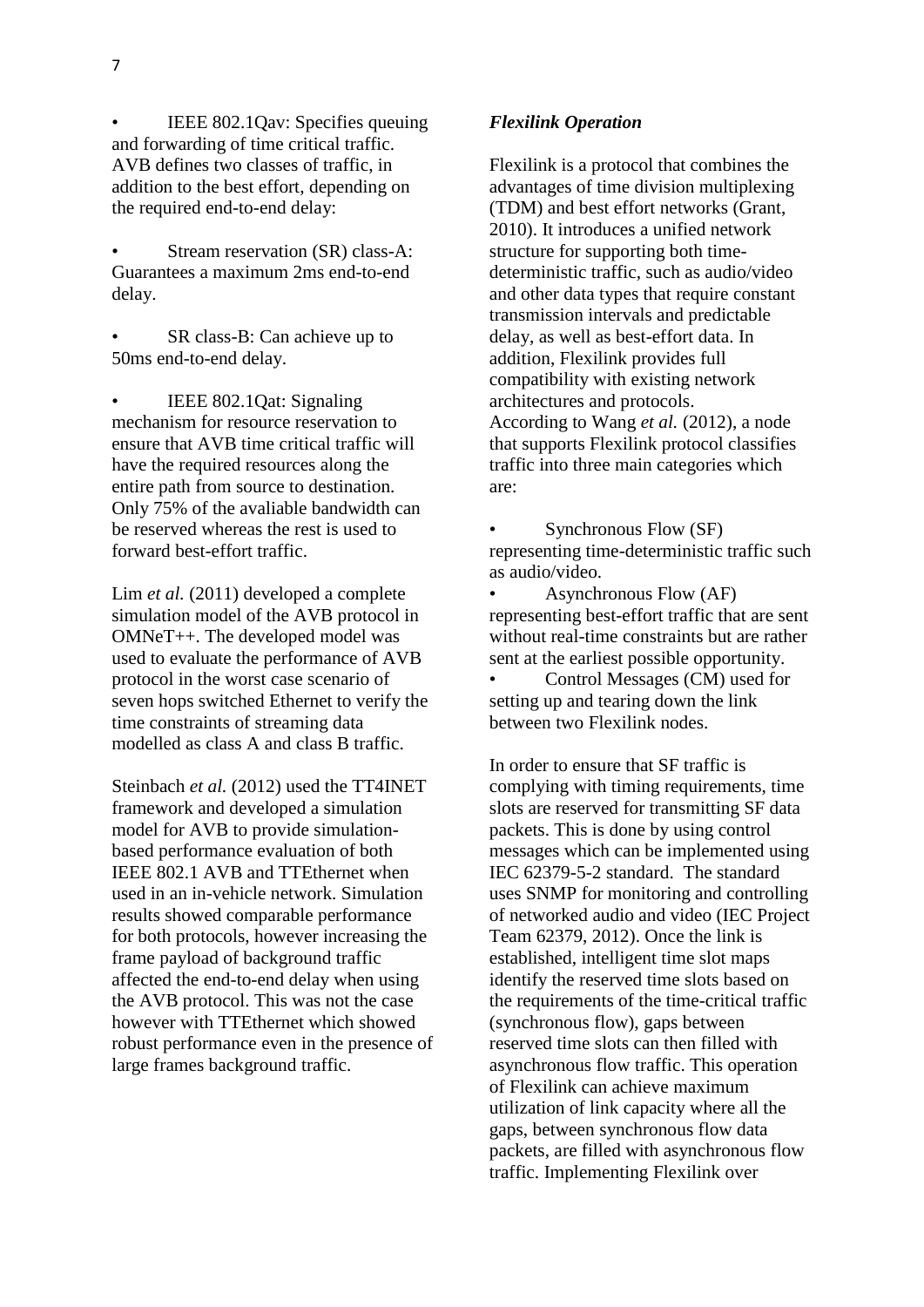- IEEE 802.1Qav: Specifies queuing and forwarding of time critical traffic. AVB defines two classes of traffic, in addition to the best effort, depending on the required end-to-end delay:

- Stream reservation (SR) class-A: Guarantees a maximum 2ms end-to-end delay.

- SR class-B: Can achieve up to 50ms end-to-end delay.

- IEEE 802.1Qat: Signaling mechanism for resource reservation to ensure that AVB time critical traffic will have the required resources along the entire path from source to destination. Only 75% of the avaliable bandwidth can be reserved whereas the rest is used to forward best-effort traffic.

Lim *et al.* (2011) developed a complete simulation model of the AVB protocol in OMNeT++. The developed model was used to evaluate the performance of AVB protocol in the worst case scenario of seven hops switched Ethernet to verify the time constraints of streaming data modelled as class A and class B traffic.

Steinbach *et al.* (2012) used the TT4INET framework and developed a simulation model for AVB to provide simulation-based performance evaluation of both IEEE 802.1 AVB and TTEthernet when used in an in-vehicle network. Simulation results showed comparable performance for both protocols, however increasing the frame payload of background traffic affected the end-to-end delay when using the AVB protocol. This was not the case however with TTEthernet which showed robust performance even in the presence of large frames background traffic.

***Flexilink Operation***

Flexilink is a protocol that combines the advantages of time division multiplexing (TDM) and best effort networks (Grant, 2010). It introduces a unified network structure for supporting both time-deterministic traffic, such as audio/video and other data types that require constant transmission intervals and predictable delay, as well as best-effort data. In addition, Flexilink provides full compatibility with existing network architectures and protocols.
According to Wang *et al.* (2012), a node that supports Flexilink protocol classifies traffic into three main categories which are:

- Synchronous Flow (SF) representing time-deterministic traffic such as audio/video.
- Asynchronous Flow (AF) representing best-effort traffic that are sent without real-time constraints but are rather sent at the earliest possible opportunity.
- Control Messages (CM) used for setting up and tearing down the link between two Flexilink nodes.

In order to ensure that SF traffic is complying with timing requirements, time slots are reserved for transmitting SF data packets. This is done by using control messages which can be implemented using IEC 62379-5-2 standard. The standard uses SNMP for monitoring and controlling of networked audio and video (IEC Project Team 62379, 2012). Once the link is established, intelligent time slot maps identify the reserved time slots based on the requirements of the time-critical traffic (synchronous flow), gaps between reserved time slots can then filled with asynchronous flow traffic. This operation of Flexilink can achieve maximum utilization of link capacity where all the gaps, between synchronous flow data packets, are filled with asynchronous flow traffic. Implementing Flexilink over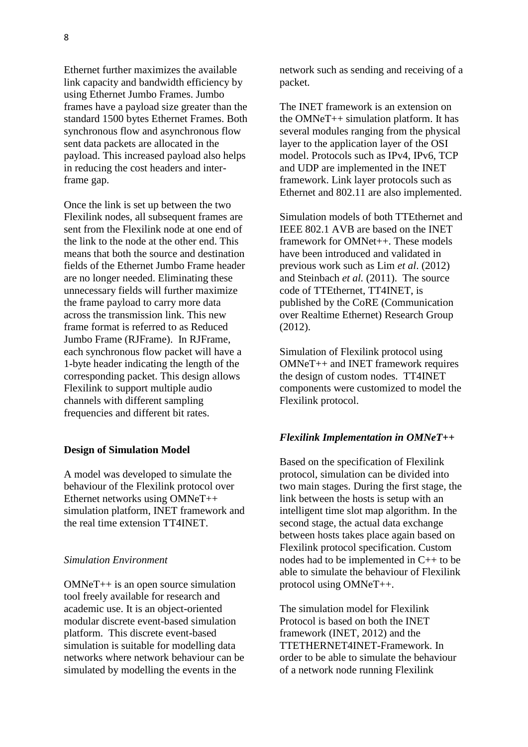Ethernet further maximizes the available link capacity and bandwidth efficiency by using Ethernet Jumbo Frames. Jumbo frames have a payload size greater than the standard 1500 bytes Ethernet Frames. Both synchronous flow and asynchronous flow sent data packets are allocated in the payload. This increased payload also helps in reducing the cost headers and inter-frame gap.

Once the link is set up between the two Flexilink nodes, all subsequent frames are sent from the Flexilink node at one end of the link to the node at the other end. This means that both the source and destination fields of the Ethernet Jumbo Frame header are no longer needed. Eliminating these unnecessary fields will further maximize the frame payload to carry more data across the transmission link. This new frame format is referred to as Reduced Jumbo Frame (RJFrame). In RJFrame, each synchronous flow packet will have a 1-byte header indicating the length of the corresponding packet. This design allows Flexilink to support multiple audio channels with different sampling frequencies and different bit rates.

## Design of Simulation Model

A model was developed to simulate the behaviour of the Flexilink protocol over Ethernet networks using OMNeT++ simulation platform, INET framework and the real time extension TT4INET.

### *Simulation Environment*

OMNeT++ is an open source simulation tool freely available for research and academic use. It is an object-oriented modular discrete event-based simulation platform. This discrete event-based simulation is suitable for modelling data networks where network behaviour can be simulated by modelling the events in the network such as sending and receiving of a packet.

The INET framework is an extension on the OMNeT++ simulation platform. It has several modules ranging from the physical layer to the application layer of the OSI model. Protocols such as IPv4, IPv6, TCP and UDP are implemented in the INET framework. Link layer protocols such as Ethernet and 802.11 are also implemented.

Simulation models of both TTEthernet and IEEE 802.1 AVB are based on the INET framework for OMNet++. These models have been introduced and validated in previous work such as Lim *et al*. (2012) and Steinbach *et al.* (2011). The source code of TTEthernet, TT4INET, is published by the CoRE (Communication over Realtime Ethernet) Research Group (2012).

Simulation of Flexilink protocol using OMNeT++ and INET framework requires the design of custom nodes. TT4INET components were customized to model the Flexilink protocol.

### ***Flexilink Implementation in OMNeT++***

Based on the specification of Flexilink protocol, simulation can be divided into two main stages. During the first stage, the link between the hosts is setup with an intelligent time slot map algorithm. In the second stage, the actual data exchange between hosts takes place again based on Flexilink protocol specification. Custom nodes had to be implemented in C++ to be able to simulate the behaviour of Flexilink protocol using OMNeT++.

The simulation model for Flexilink Protocol is based on both the INET framework (INET, 2012) and the TTETHERNET4INET-Framework. In order to be able to simulate the behaviour of a network node running Flexilink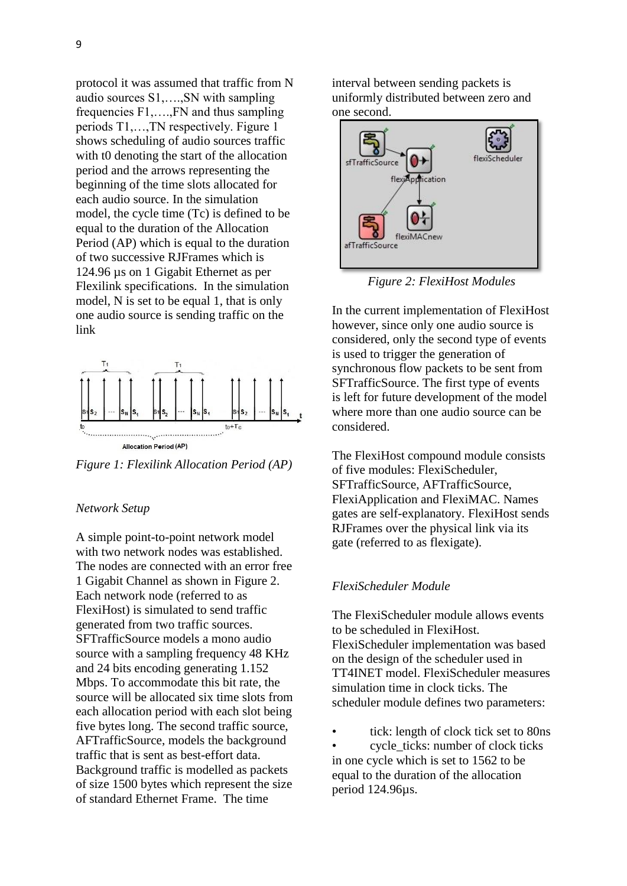protocol it was assumed that traffic from N audio sources S1,….,SN with sampling frequencies F1,….,FN and thus sampling periods T1,…,TN respectively. Figure 1 shows scheduling of audio sources traffic with t0 denoting the start of the allocation period and the arrows representing the beginning of the time slots allocated for each audio source. In the simulation model, the cycle time (Tc) is defined to be equal to the duration of the Allocation Period (AP) which is equal to the duration of two successive RJFrames which is 124.96 µs on 1 Gigabit Ethernet as per Flexilink specifications. In the simulation model, N is set to be equal 1, that is only one audio source is sending traffic on the link

*Figure 1: Flexilink Allocation Period (AP)*

*Network Setup*

A simple point-to-point network model with two network nodes was established. The nodes are connected with an error free 1 Gigabit Channel as shown in Figure 2. Each network node (referred to as FlexiHost) is simulated to send traffic generated from two traffic sources. SFTrafficSource models a mono audio source with a sampling frequency 48 KHz and 24 bits encoding generating 1.152 Mbps. To accommodate this bit rate, the source will be allocated six time slots from each allocation period with each slot being five bytes long. The second traffic source, AFTrafficSource, models the background traffic that is sent as best-effort data. Background traffic is modelled as packets of size 1500 bytes which represent the size of standard Ethernet Frame. The time interval between sending packets is uniformly distributed between zero and one second.

*Figure 2: FlexiHost Modules*

In the current implementation of FlexiHost however, since only one audio source is considered, only the second type of events is used to trigger the generation of synchronous flow packets to be sent from SFTrafficSource. The first type of events is left for future development of the model where more than one audio source can be considered.

The FlexiHost compound module consists of five modules: FlexiScheduler, SFTrafficSource, AFTrafficSource, FlexiApplication and FlexiMAC. Names gates are self-explanatory. FlexiHost sends RJFrames over the physical link via its gate (referred to as flexigate).

*FlexiScheduler Module*

The FlexiScheduler module allows events to be scheduled in FlexiHost. FlexiScheduler implementation was based on the design of the scheduler used in TT4INET model. FlexiScheduler measures simulation time in clock ticks. The scheduler module defines two parameters:

- tick: length of clock tick set to 80ns
- cycle_ticks: number of clock ticks in one cycle which is set to 1562 to be equal to the duration of the allocation period 124.96µs.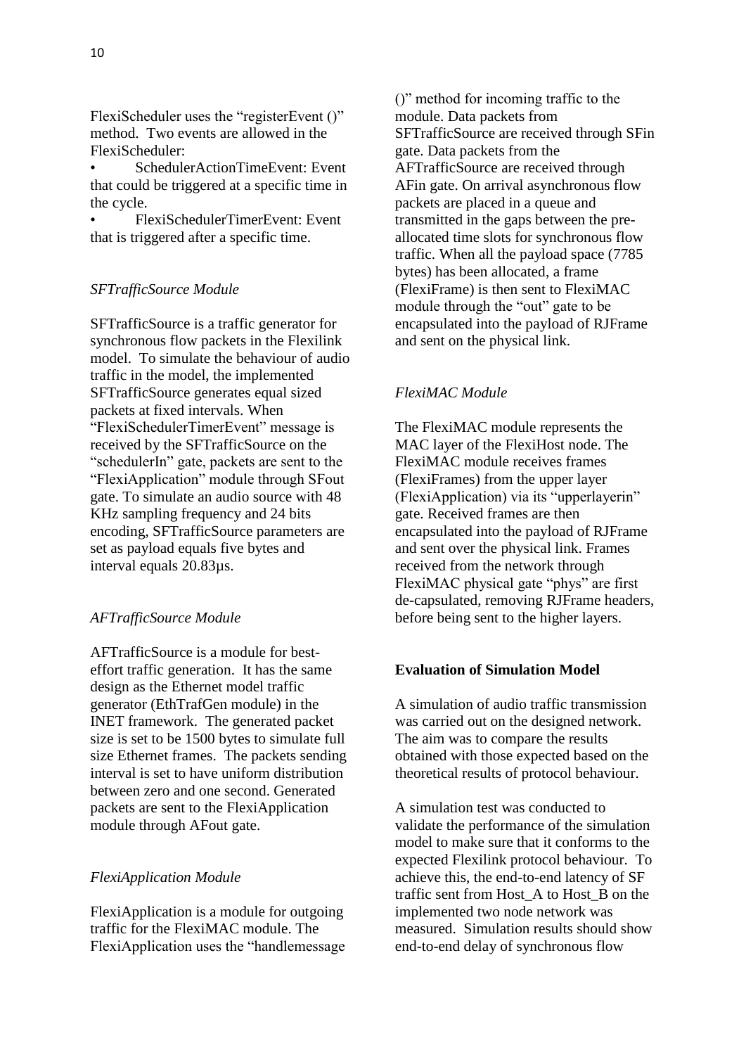FlexiScheduler uses the "registerEvent ()" method. Two events are allowed in the FlexiScheduler:

- SchedulerActionTimeEvent: Event that could be triggered at a specific time in the cycle.
- FlexiSchedulerTimerEvent: Event that is triggered after a specific time.

### *SFTrafficSource Module*

SFTrafficSource is a traffic generator for synchronous flow packets in the Flexilink model. To simulate the behaviour of audio traffic in the model, the implemented SFTrafficSource generates equal sized packets at fixed intervals. When "FlexiSchedulerTimerEvent" message is received by the SFTrafficSource on the "schedulerIn" gate, packets are sent to the "FlexiApplication" module through SFout gate. To simulate an audio source with 48 KHz sampling frequency and 24 bits encoding, SFTrafficSource parameters are set as payload equals five bytes and interval equals 20.83µs.

### *AFTrafficSource Module*

AFTrafficSource is a module for best-effort traffic generation. It has the same design as the Ethernet model traffic generator (EthTrafGen module) in the INET framework. The generated packet size is set to be 1500 bytes to simulate full size Ethernet frames. The packets sending interval is set to have uniform distribution between zero and one second. Generated packets are sent to the FlexiApplication module through AFout gate.

### *FlexiApplication Module*

FlexiApplication is a module for outgoing traffic for the FlexiMAC module. The FlexiApplication uses the "handlemessage ()" method for incoming traffic to the module. Data packets from SFTrafficSource are received through SFin gate. Data packets from the AFTrafficSource are received through AFin gate. On arrival asynchronous flow packets are placed in a queue and transmitted in the gaps between the pre-allocated time slots for synchronous flow traffic. When all the payload space (7785 bytes) has been allocated, a frame (FlexiFrame) is then sent to FlexiMAC module through the "out" gate to be encapsulated into the payload of RJFrame and sent on the physical link.

### *FlexiMAC Module*

The FlexiMAC module represents the MAC layer of the FlexiHost node. The FlexiMAC module receives frames (FlexiFrames) from the upper layer (FlexiApplication) via its "upperlayerin" gate. Received frames are then encapsulated into the payload of RJFrame and sent over the physical link. Frames received from the network through FlexiMAC physical gate "phys" are first de-capsulated, removing RJFrame headers, before being sent to the higher layers.

## **Evaluation of Simulation Model**

A simulation of audio traffic transmission was carried out on the designed network. The aim was to compare the results obtained with those expected based on the theoretical results of protocol behaviour.

A simulation test was conducted to validate the performance of the simulation model to make sure that it conforms to the expected Flexilink protocol behaviour. To achieve this, the end-to-end latency of SF traffic sent from Host_A to Host_B on the implemented two node network was measured. Simulation results should show end-to-end delay of synchronous flow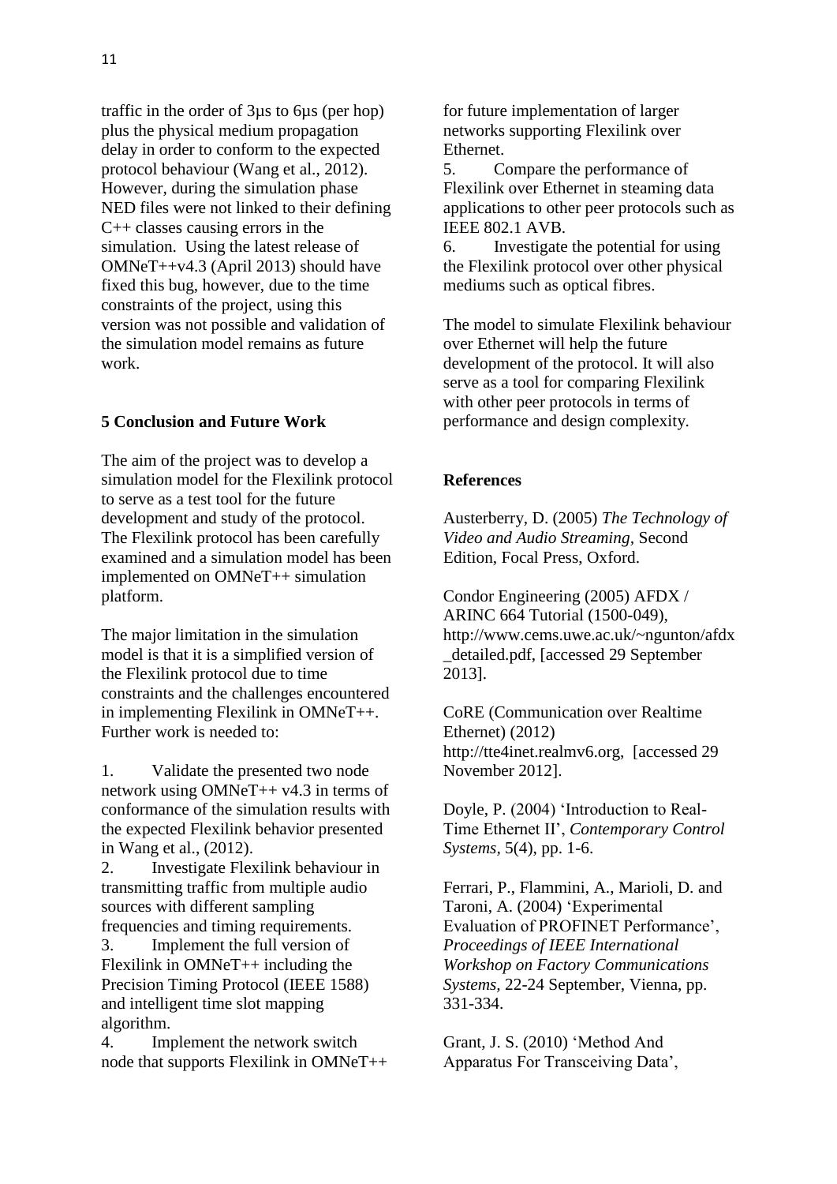traffic in the order of 3µs to 6µs (per hop) plus the physical medium propagation delay in order to conform to the expected protocol behaviour (Wang et al., 2012). However, during the simulation phase NED files were not linked to their defining C++ classes causing errors in the simulation. Using the latest release of OMNeT++v4.3 (April 2013) should have fixed this bug, however, due to the time constraints of the project, using this version was not possible and validation of the simulation model remains as future work.

## 5 Conclusion and Future Work

The aim of the project was to develop a simulation model for the Flexilink protocol to serve as a test tool for the future development and study of the protocol. The Flexilink protocol has been carefully examined and a simulation model has been implemented on OMNeT++ simulation platform.

The major limitation in the simulation model is that it is a simplified version of the Flexilink protocol due to time constraints and the challenges encountered in implementing Flexilink in OMNeT++. Further work is needed to:

1. Validate the presented two node network using OMNeT++ v4.3 in terms of conformance of the simulation results with the expected Flexilink behavior presented in Wang et al., (2012).
2. Investigate Flexilink behaviour in transmitting traffic from multiple audio sources with different sampling frequencies and timing requirements.
3. Implement the full version of Flexilink in OMNeT++ including the Precision Timing Protocol (IEEE 1588) and intelligent time slot mapping algorithm.
4. Implement the network switch node that supports Flexilink in OMNeT++ for future implementation of larger networks supporting Flexilink over Ethernet.
5. Compare the performance of Flexilink over Ethernet in steaming data applications to other peer protocols such as IEEE 802.1 AVB.
6. Investigate the potential for using the Flexilink protocol over other physical mediums such as optical fibres.

The model to simulate Flexilink behaviour over Ethernet will help the future development of the protocol. It will also serve as a tool for comparing Flexilink with other peer protocols in terms of performance and design complexity.

## References

Austerberry, D. (2005) *The Technology of Video and Audio Streaming*, Second Edition, Focal Press, Oxford.

Condor Engineering (2005) AFDX / ARINC 664 Tutorial (1500-049), http://www.cems.uwe.ac.uk/~ngunton/afdx_detailed.pdf, [accessed 29 September 2013].

CoRE (Communication over Realtime Ethernet) (2012) http://tte4inet.realmv6.org, [accessed 29 November 2012].

Doyle, P. (2004) 'Introduction to Real-Time Ethernet II', *Contemporary Control Systems*, 5(4), pp. 1-6.

Ferrari, P., Flammini, A., Marioli, D. and Taroni, A. (2004) 'Experimental Evaluation of PROFINET Performance', *Proceedings of IEEE International Workshop on Factory Communications Systems,* 22-24 September, Vienna, pp. 331-334.

Grant, J. S. (2010) 'Method And Apparatus For Transceiving Data',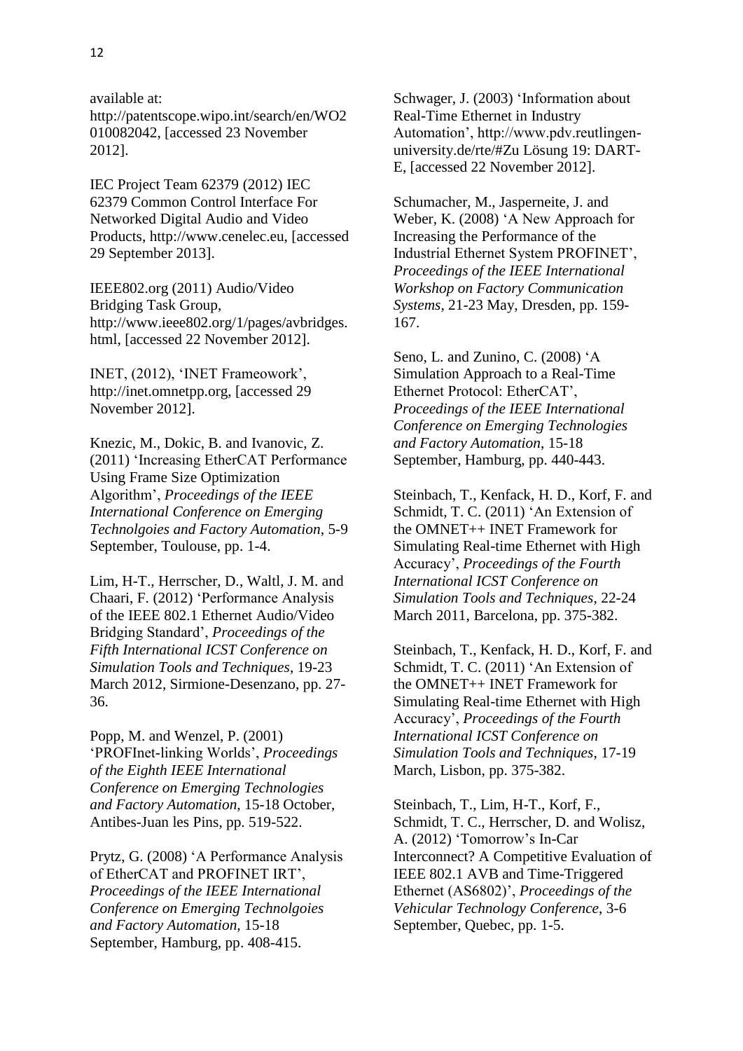available at: http://patentscope.wipo.int/search/en/WO2010082042, [accessed 23 November 2012].

IEC Project Team 62379 (2012) IEC 62379 Common Control Interface For Networked Digital Audio and Video Products, http://www.cenelec.eu, [accessed 29 September 2013].

IEEE802.org (2011) Audio/Video Bridging Task Group, http://www.ieee802.org/1/pages/avbridges.html, [accessed 22 November 2012].

INET, (2012), 'INET Frameowork', http://inet.omnetpp.org, [accessed 29 November 2012].

Knezic, M., Dokic, B. and Ivanovic, Z. (2011) 'Increasing EtherCAT Performance Using Frame Size Optimization Algorithm', *Proceedings of the IEEE International Conference on Emerging Technolgoies and Factory Automation*, 5-9 September, Toulouse, pp. 1-4.

Lim, H-T., Herrscher, D., Waltl, J. M. and Chaari, F. (2012) 'Performance Analysis of the IEEE 802.1 Ethernet Audio/Video Bridging Standard', *Proceedings of the Fifth International ICST Conference on Simulation Tools and Techniques*, 19-23 March 2012, Sirmione-Desenzano, pp. 27-36.

Popp, M. and Wenzel, P. (2001) 'PROFInet-linking Worlds', *Proceedings of the Eighth IEEE International Conference on Emerging Technologies and Factory Automation*, 15-18 October, Antibes-Juan les Pins, pp. 519-522.

Prytz, G. (2008) 'A Performance Analysis of EtherCAT and PROFINET IRT', *Proceedings of the IEEE International Conference on Emerging Technolgoies and Factory Automation*, 15-18 September, Hamburg, pp. 408-415.

Schwager, J. (2003) 'Information about Real-Time Ethernet in Industry Automation', http://www.pdv.reutlingen-university.de/rte/#Zu Lösung 19: DART-E, [accessed 22 November 2012].

Schumacher, M., Jasperneite, J. and Weber, K. (2008) 'A New Approach for Increasing the Performance of the Industrial Ethernet System PROFINET', *Proceedings of the IEEE International Workshop on Factory Communication Systems*, 21-23 May, Dresden, pp. 159-167.

Seno, L. and Zunino, C. (2008) 'A Simulation Approach to a Real-Time Ethernet Protocol: EtherCAT', *Proceedings of the IEEE International Conference on Emerging Technologies and Factory Automation*, 15-18 September, Hamburg, pp. 440-443.

Steinbach, T., Kenfack, H. D., Korf, F. and Schmidt, T. C. (2011) 'An Extension of the OMNET++ INET Framework for Simulating Real-time Ethernet with High Accuracy', *Proceedings of the Fourth International ICST Conference on Simulation Tools and Techniques*, 22-24 March 2011, Barcelona, pp. 375-382.

Steinbach, T., Kenfack, H. D., Korf, F. and Schmidt, T. C. (2011) 'An Extension of the OMNET++ INET Framework for Simulating Real-time Ethernet with High Accuracy', *Proceedings of the Fourth International ICST Conference on Simulation Tools and Techniques*, 17-19 March, Lisbon, pp. 375-382.

Steinbach, T., Lim, H-T., Korf, F., Schmidt, T. C., Herrscher, D. and Wolisz, A. (2012) 'Tomorrow's In-Car Interconnect? A Competitive Evaluation of IEEE 802.1 AVB and Time-Triggered Ethernet (AS6802)', *Proceedings of the Vehicular Technology Conference*, 3-6 September, Quebec, pp. 1-5.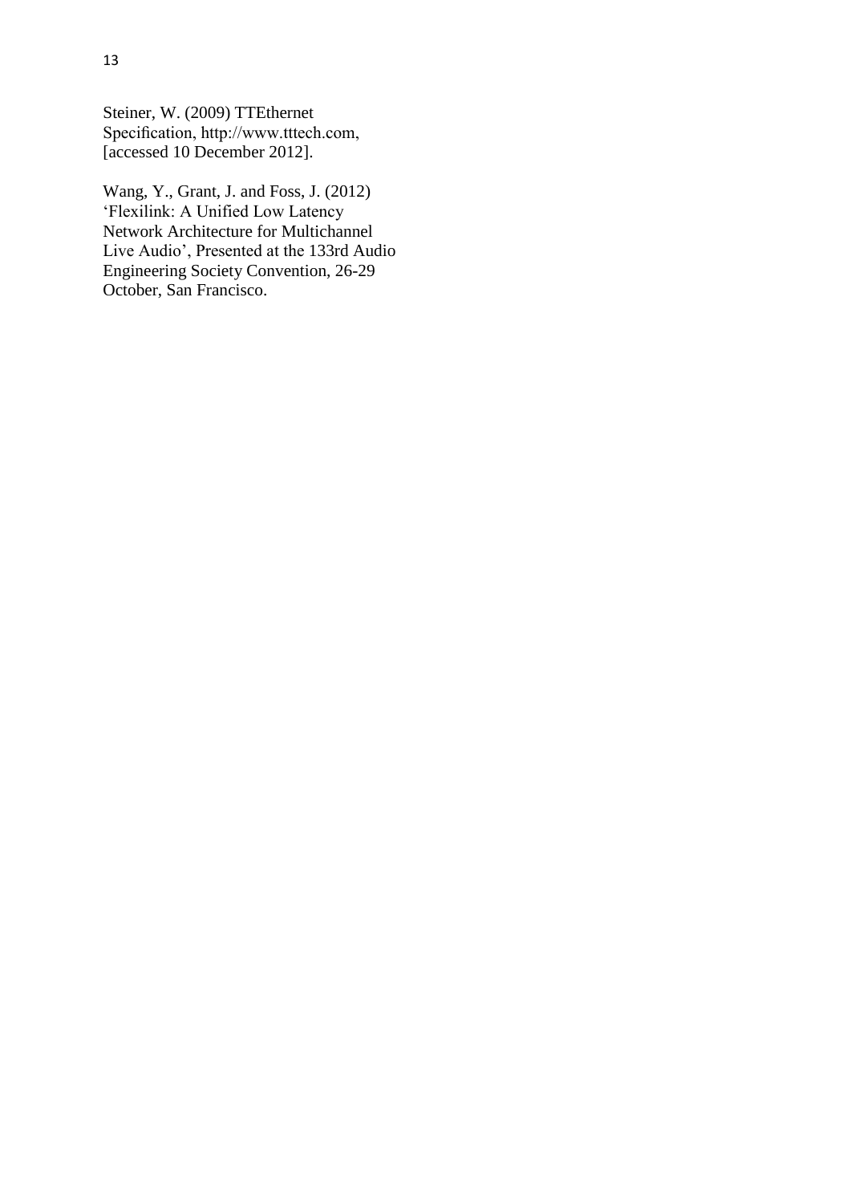Steiner, W. (2009) TTEthernet Specification, http://www.tttech.com, [accessed 10 December 2012].

Wang, Y., Grant, J. and Foss, J. (2012) 'Flexilink: A Unified Low Latency Network Architecture for Multichannel Live Audio', Presented at the 133rd Audio Engineering Society Convention, 26-29 October, San Francisco.